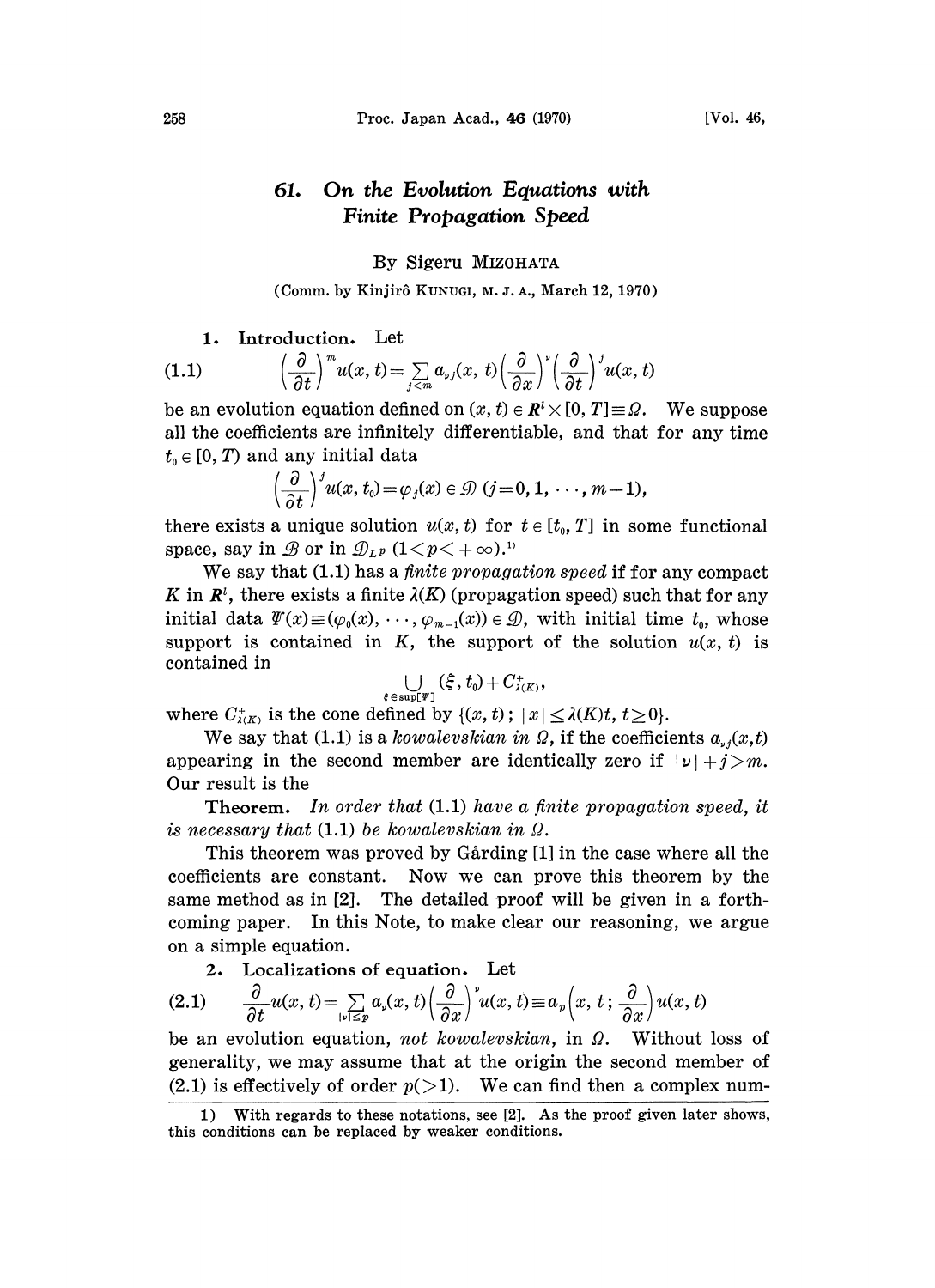# 61. On the Evolution Equations with Finite Propagation Speed

By Sigeru MIZOHATA

(Comm. by Kinjirô KUNUGI, M. J. A., March 12, 1970)

**1. Introduction.** Let

$$\left(\frac{\partial}{\partial t}\right)^m u(x, t) = \sum_{j<m} a_{\nu j}(x, t)\left(\frac{\partial}{\partial x}\right)^\nu \left(\frac{\partial}{\partial t}\right)^j u(x, t) \tag{1.1}$$

be an evolution equation defined on $(x, t) \in \boldsymbol{R}^l \times [0, T] \equiv \Omega$. We suppose all the coefficients are infinitely differentiable, and that for any time $t_0 \in [0, T)$ and any initial data

$$\left(\frac{\partial}{\partial t}\right)^j u(x, t_0) = \varphi_j(x) \in \mathcal{D} \ (j = 0, 1, \cdots, m-1),$$

there exists a unique solution $u(x, t)$ for $t \in [t_0, T]$ in some functional space, say in $\mathcal{B}$ or in $\mathcal{D}_{L^p}$ $(1 < p < +\infty)$.[1]

We say that (1.1) has a *finite propagation speed* if for any compact $K$ in $\boldsymbol{R}^l$, there exists a finite $\lambda(K)$ (propagation speed) such that for any initial data $\Psi(x) \equiv (\varphi_0(x), \cdots, \varphi_{m-1}(x)) \in \mathcal{D}$, with initial time $t_0$, whose support is contained in $K$, the support of the solution $u(x, t)$ is contained in

$$\bigcup_{\xi \in \mathrm{sup}[\Psi]} (\xi, t_0) + C^+_{\lambda(K)},$$

where $C^+_{\lambda(K)}$ is the cone defined by $\{(x, t);\ |x| \leq \lambda(K)t,\ t \geq 0\}$.

We say that (1.1) is a *kowalevskian in* $\Omega$, if the coefficients $a_{\nu j}(x,t)$ appearing in the second member are identically zero if $|\nu| + j > m$. Our result is the

**Theorem.** *In order that* (1.1) *have a finite propagation speed, it is necessary that* (1.1) *be kowalevskian in* $\Omega$.

This theorem was proved by Gårding [1] in the case where all the coefficients are constant. Now we can prove this theorem by the same method as in [2]. The detailed proof will be given in a forthcoming paper. In this Note, to make clear our reasoning, we argue on a simple equation.

**2. Localizations of equation.** Let

$$\frac{\partial}{\partial t} u(x, t) = \sum_{|\nu| \leq p} a_\nu(x, t)\left(\frac{\partial}{\partial x}\right)^\nu u(x, t) \equiv a_p\left(x, t; \frac{\partial}{\partial x}\right) u(x, t) \tag{2.1}$$

be an evolution equation, *not kowalevskian*, in $\Omega$. Without loss of generality, we may assume that at the origin the second member of (2.1) is effectively of order $p (>1)$. We can find then a complex num-

---

1) With regards to these notations, see [2]. As the proof given later shows, this conditions can be replaced by weaker conditions.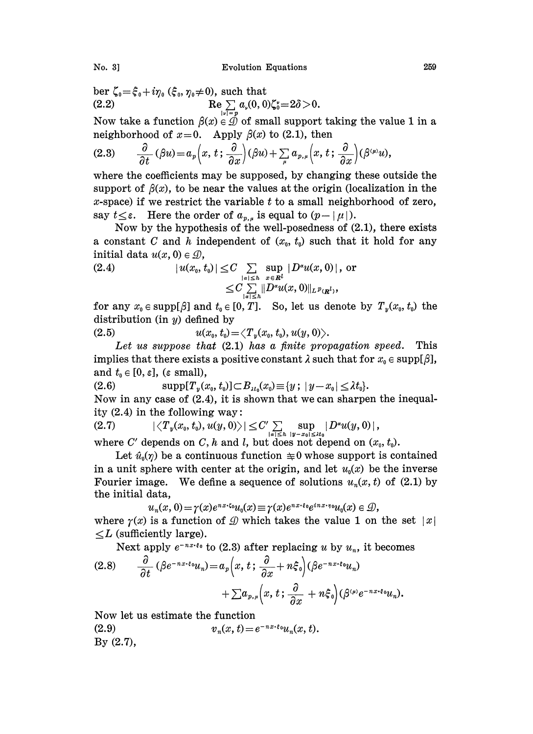ber $\zeta_0=\xi_0+i\eta_0$ $(\xi_0, \eta_0\neq 0)$, such that

$$\mathrm{Re}\sum_{|\nu|=p} a_\nu(0,0)\zeta_0^\nu=2\delta>0. \tag{2.2}$$

Now take a function $\beta(x)\in\mathcal{D}$ of small support taking the value 1 in a neighborhood of $x=0$. Apply $\beta(x)$ to (2.1), then

$$\frac{\partial}{\partial t}(\beta u)=a_p\Big(x,t;\frac{\partial}{\partial x}\Big)(\beta u)+\sum_\mu a_{p,\mu}\Big(x,t;\frac{\partial}{\partial x}\Big)(\beta^{(\mu)}u), \tag{2.3}$$

where the coefficients may be supposed, by changing these outside the support of $\beta(x)$, to be near the values at the origin (localization in the $x$-space) if we restrict the variable $t$ to a small neighborhood of zero, say $t\le\varepsilon$. Here the order of $a_{p,\mu}$ is equal to $(p-|\mu|)$.

Now by the hypothesis of the well-posedness of (2.1), there exists a constant $C$ and $h$ independent of $(x_0, t_0)$ such that it hold for any initial data $u(x,0)\in\mathcal{D}$,

$$\begin{aligned}|u(x_0,t_0)|&\le C\sum_{|\alpha|\le h}\sup_{x\in\mathbf{R}^l}|D^\alpha u(x,0)|, \text{ or}\\ &\le C\sum_{|\alpha|\le h}\|D^\alpha u(x,0)\|_{L^p(\mathbf{R}^l)},\end{aligned} \tag{2.4}$$

for any $x_0\in\mathrm{supp}[\beta]$ and $t_0\in[0,T]$. So, let us denote by $T_y(x_0,t_0)$ the distribution (in $y$) defined by

$$u(x_0,t_0)=\langle T_y(x_0,t_0), u(y,0)\rangle. \tag{2.5}$$

*Let us suppose that* (2.1) *has a finite propagation speed.* This implies that there exists a positive constant $\lambda$ such that for $x_0\in\mathrm{supp}[\beta]$, and $t_0\in[0,\varepsilon]$, ($\varepsilon$ small),

$$\mathrm{supp}[T_y(x_0,t_0)]\subset B_{\lambda t_0}(x_0)\equiv\{y\,;\,|y-x_0|\le\lambda t_0\}. \tag{2.6}$$

Now in any case of (2.4), it is shown that we can sharpen the inequality (2.4) in the following way:

$$|\langle T_y(x_0,t_0), u(y,0)\rangle|\le C'\sum_{|\alpha|\le h}\sup_{|y-x_0|\le\lambda t_0}|D^\alpha u(y,0)|, \tag{2.7}$$

where $C'$ depends on $C$, $h$ and $l$, but does not depend on $(x_0,t_0)$.

Let $\hat{u}_0(\eta)$ be a continuous function $\not\equiv 0$ whose support is contained in a unit sphere with center at the origin, and let $u_0(x)$ be the inverse Fourier image. We define a sequence of solutions $u_n(x,t)$ of (2.1) by the initial data,

$$u_n(x,0)=\gamma(x)e^{nx\cdot\zeta_0}u_0(x)\equiv\gamma(x)e^{nx\cdot\xi_0}e^{inx\cdot\eta_0}u_0(x)\in\mathcal{D},$$

where $\gamma(x)$ is a function of $\mathcal{D}$ which takes the value 1 on the set $|x|\le L$ (sufficiently large).

Next apply $e^{-nx\cdot\xi_0}$ to (2.3) after replacing $u$ by $u_n$, it becomes

$$\begin{aligned}\frac{\partial}{\partial t}(\beta e^{-nx\cdot\xi_0}u_n)&=a_p\Big(x,t;\frac{\partial}{\partial x}+n\xi_0\Big)(\beta e^{-nx\cdot\xi_0}u_n)\\&\quad+\sum a_{p,\mu}\Big(x,t;\frac{\partial}{\partial x}+n\xi_0\Big)(\beta^{(\mu)}e^{-nx\cdot\xi_0}u_n).\end{aligned} \tag{2.8}$$

Now let us estimate the function

$$v_n(x,t)=e^{-nx\cdot\xi_0}u_n(x,t). \tag{2.9}$$

By (2.7),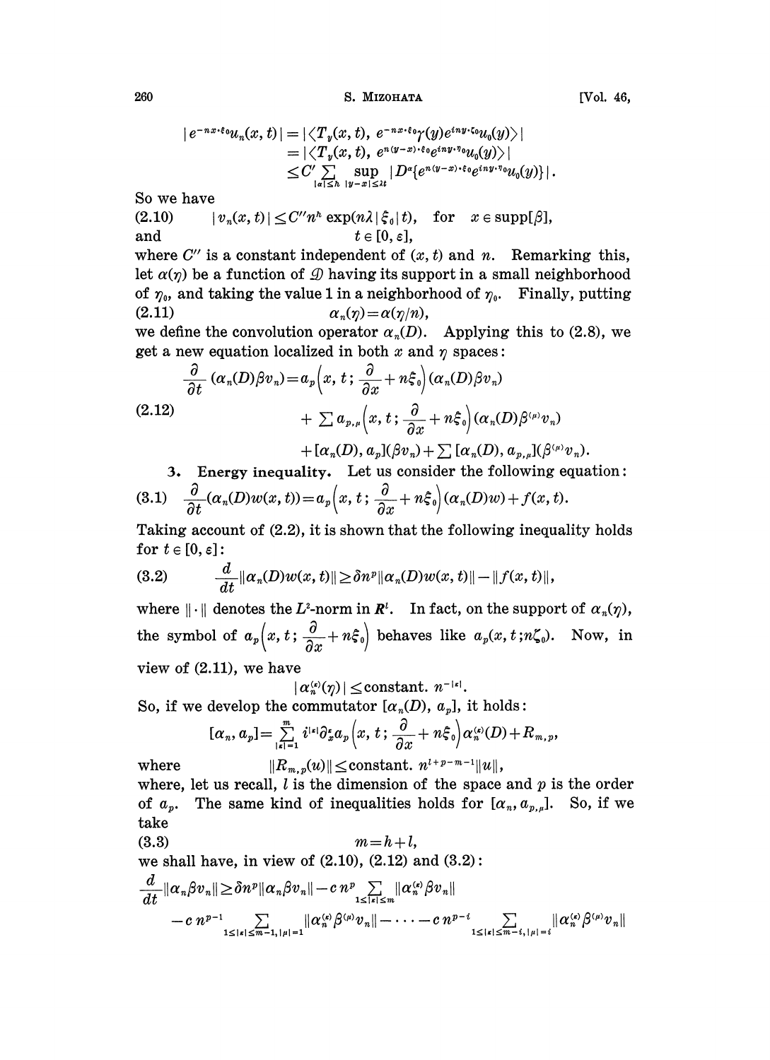$$
\begin{aligned}
|e^{-nx\cdot\xi_0}u_n(x,t)| &= |\langle T_y(x,t),\ e^{-nx\cdot\xi_0}\gamma(y)e^{iny\cdot\zeta_0}u_0(y)\rangle| \\
&= |\langle T_y(x,t),\ e^{n(y-x)\cdot\xi_0}e^{iny\cdot\eta_0}u_0(y)\rangle| \\
&\leq C' \sum_{|\alpha|\leq h} \sup_{|y-x|\leq\lambda t} |D^\alpha\{e^{n(y-x)\cdot\xi_0}e^{iny\cdot\eta_0}u_0(y)\}|.
\end{aligned}
$$

So we have

$$
(2.10)\qquad |v_n(x,t)| \leq C'' n^h \exp(n\lambda|\xi_0|t), \quad \text{for} \quad x\in \operatorname{supp}[\beta], \quad \text{and} \quad t\in[0,\varepsilon],
$$

where $C''$ is a constant independent of $(x,t)$ and $n$. Remarking this, let $\alpha(\eta)$ be a function of $\mathcal{D}$ having its support in a small neighborhood of $\eta_0$, and taking the value 1 in a neighborhood of $\eta_0$. Finally, putting

$$
(2.11)\qquad \alpha_n(\eta) = \alpha(\eta/n),
$$

we define the convolution operator $\alpha_n(D)$. Applying this to (2.8), we get a new equation localized in both $x$ and $\eta$ spaces:

$$
(2.12)\qquad
\begin{aligned}
\frac{\partial}{\partial t}(\alpha_n(D)\beta v_n) &= a_p\Big(x,t;\frac{\partial}{\partial x}+n\xi_0\Big)(\alpha_n(D)\beta v_n) \\
&\quad + \sum a_{p,\mu}\Big(x,t;\frac{\partial}{\partial x}+n\xi_0\Big)(\alpha_n(D)\beta^{(\mu)}v_n) \\
&\quad + [\alpha_n(D), a_p](\beta v_n) + \sum [\alpha_n(D), a_{p,\mu}](\beta^{(\mu)}v_n).
\end{aligned}
$$

## 3. Energy inequality.

Let us consider the following equation:

$$
(3.1)\qquad \frac{\partial}{\partial t}(\alpha_n(D)w(x,t)) = a_p\Big(x,t;\frac{\partial}{\partial x}+n\xi_0\Big)(\alpha_n(D)w)+f(x,t).
$$

Taking account of (2.2), it is shown that the following inequality holds for $t\in[0,\varepsilon]$:

$$
(3.2)\qquad \frac{d}{dt}\|\alpha_n(D)w(x,t)\| \geq \delta n^p\|\alpha_n(D)w(x,t)\| - \|f(x,t)\|,
$$

where $\|\cdot\|$ denotes the $L^2$-norm in $\boldsymbol{R}^l$. In fact, on the support of $\alpha_n(\eta)$, the symbol of $a_p\Big(x,t;\dfrac{\partial}{\partial x}+n\xi_0\Big)$ behaves like $a_p(x,t;n\zeta_0)$. Now, in view of (2.11), we have

$$
|\alpha_n^{(\kappa)}(\eta)| \leq \text{constant}.\ n^{-|\kappa|}.
$$

So, if we develop the commutator $[\alpha_n(D), a_p]$, it holds:

$$
[\alpha_n, a_p] = \sum_{|\kappa|=1}^{m} i^{|\kappa|}\partial_x^\kappa a_p\Big(x,t;\frac{\partial}{\partial x}+n\xi_0\Big)\alpha_n^{(\kappa)}(D)+R_{m,p},
$$

where

$$
\|R_{m,p}(u)\| \leq \text{constant}.\ n^{l+p-m-1}\|u\|,
$$

where, let us recall, $l$ is the dimension of the space and $p$ is the order of $a_p$. The same kind of inequalities holds for $[\alpha_n, a_{p,\mu}]$. So, if we take

$$
(3.3)\qquad m = h + l,
$$

we shall have, in view of (2.10), (2.12) and (3.2):

$$
\begin{aligned}
\frac{d}{dt}\|\alpha_n\beta v_n\| &\geq \delta n^p\|\alpha_n\beta v_n\| - c\,n^p\sum_{1\leq|\kappa|\leq m}\|\alpha_n^{(\kappa)}\beta v_n\| \\
&\quad - c\,n^{p-1}\sum_{1\leq|\kappa|\leq m-1,\,|\mu|=1}\|\alpha_n^{(\kappa)}\beta^{(\mu)}v_n\| - \cdots - c\,n^{p-i}\sum_{1\leq|\kappa|\leq m-i,\,|\mu|=i}\|\alpha_n^{(\kappa)}\beta^{(\mu)}v_n\|
\end{aligned}
$$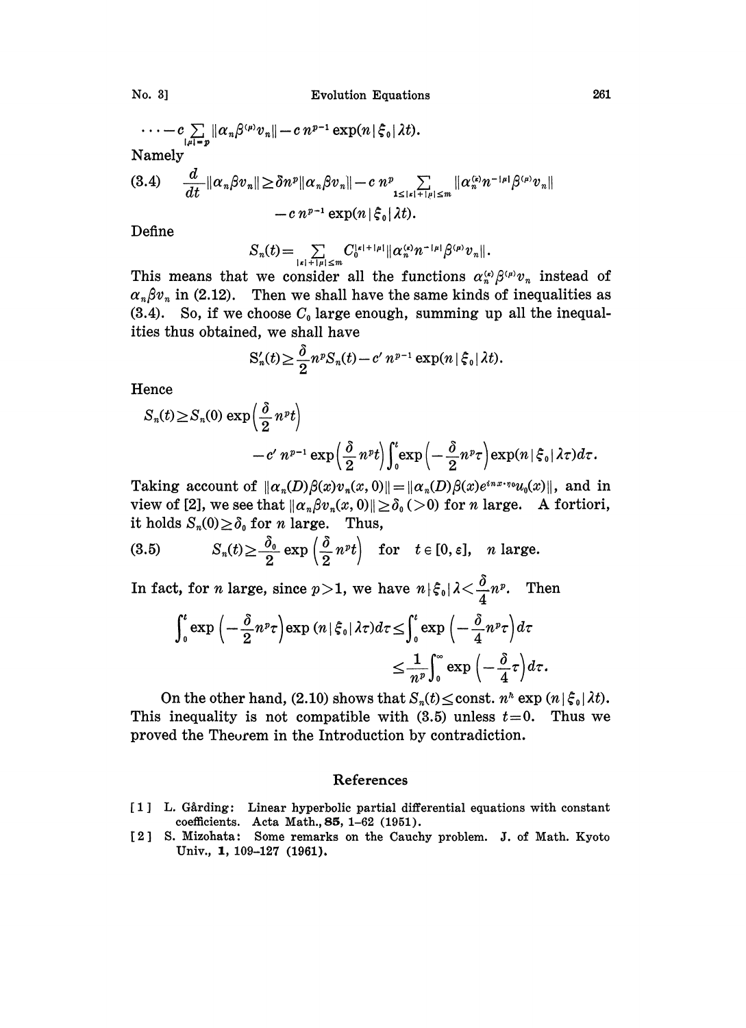$$\cdots - c \sum_{|\mu|=p} \|\alpha_n \beta^{(\mu)} v_n\| - c\, n^{p-1} \exp(n|\xi_0|\lambda t).$$

Namely

$$\frac{d}{dt}\|\alpha_n \beta v_n\| \geq \delta n^p \|\alpha_n \beta v_n\| - c\, n^p \sum_{1 \leq |\kappa|+|\mu| \leq m} \|\alpha_n^{(\kappa)} n^{-|\mu|} \beta^{(\mu)} v_n\| - c\, n^{p-1} \exp(n|\xi_0|\lambda t). \tag{3.4}$$

Define

$$S_n(t) = \sum_{|\kappa|+|\mu| \leq m} C_0^{|\kappa|+|\mu|} \|\alpha_n^{(\kappa)} n^{-|\mu|} \beta^{(\mu)} v_n\|.$$

This means that we consider all the functions $\alpha_n^{(\kappa)} \beta^{(\mu)} v_n$ instead of $\alpha_n \beta v_n$ in (2.12). Then we shall have the same kinds of inequalities as (3.4). So, if we choose $C_0$ large enough, summing up all the inequalities thus obtained, we shall have

$$S_n'(t) \geq \frac{\delta}{2} n^p S_n(t) - c'\, n^{p-1} \exp(n|\xi_0|\lambda t).$$

Hence

$$S_n(t) \geq S_n(0) \exp\left(\frac{\delta}{2} n^p t\right) - c'\, n^{p-1} \exp\left(\frac{\delta}{2} n^p t\right) \int_0^t \exp\left(-\frac{\delta}{2} n^p \tau\right) \exp(n|\xi_0|\lambda \tau) d\tau.$$

Taking account of $\|\alpha_n(D)\beta(x) v_n(x, 0)\| = \|\alpha_n(D)\beta(x) e^{inx\cdot\eta_0} u_0(x)\|$, and in view of [2], we see that $\|\alpha_n \beta v_n(x, 0)\| \geq \delta_0\ (>0)$ for $n$ large. A fortiori, it holds $S_n(0) \geq \delta_0$ for $n$ large. Thus,

$$S_n(t) \geq \frac{\delta_0}{2} \exp\left(\frac{\delta}{2} n^p t\right) \quad \text{for} \quad t \in [0, \varepsilon], \quad n \text{ large}. \tag{3.5}$$

In fact, for $n$ large, since $p > 1$, we have $n|\xi_0|\lambda < \frac{\delta}{4} n^p$. Then

$$\int_0^t \exp\left(-\frac{\delta}{2} n^p \tau\right) \exp(n|\xi_0|\lambda \tau) d\tau \leq \int_0^t \exp\left(-\frac{\delta}{4} n^p \tau\right) d\tau \leq \frac{1}{n^p} \int_0^\infty \exp\left(-\frac{\delta}{4} \tau\right) d\tau.$$

On the other hand, (2.10) shows that $S_n(t) \leq \text{const. } n^h \exp(n|\xi_0|\lambda t)$. This inequality is not compatible with (3.5) unless $t = 0$. Thus we proved the Theorem in the Introduction by contradiction.

## References

[1] L. Gårding: Linear hyperbolic partial differential equations with constant coefficients. Acta Math., **85**, 1–62 (1951).

[2] S. Mizohata: Some remarks on the Cauchy problem. J. of Math. Kyoto Univ., **1**, 109–127 (1961).